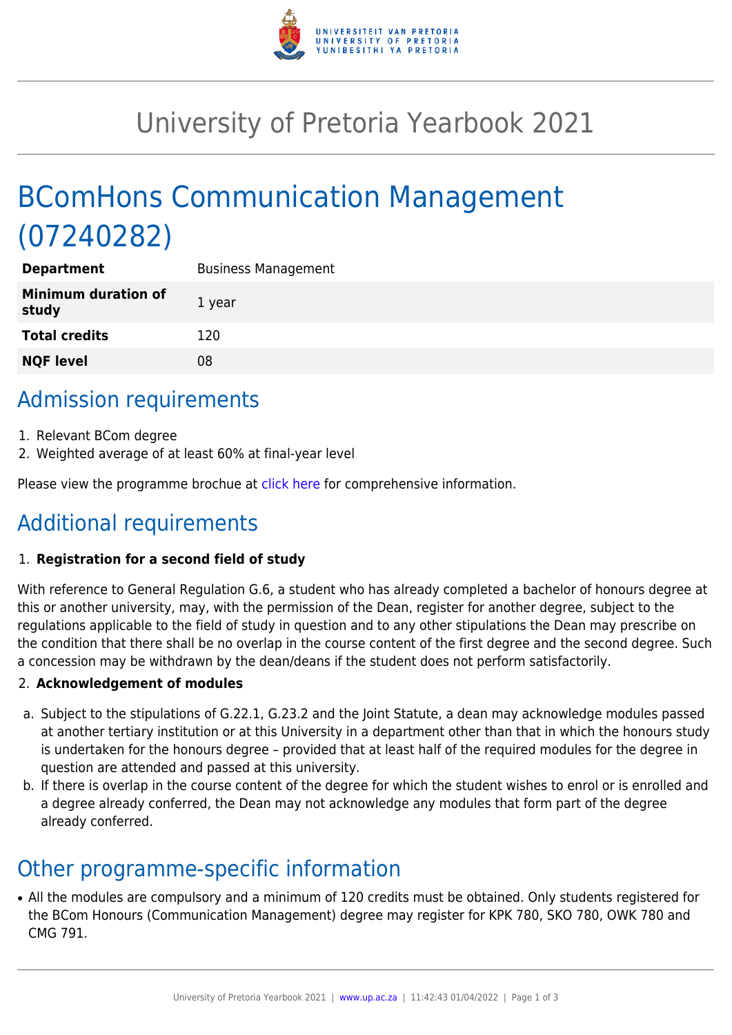# University of Pretoria Yearbook 2021

# BComHons Communication Management (07240282)

| **Department** | Business Management |
|---|---|
| **Minimum duration of study** | 1 year |
| **Total credits** | 120 |
| **NQF level** | 08 |

## Admission requirements

1. Relevant BCom degree
2. Weighted average of at least 60% at final-year level

Please view the programme brochue at click here for comprehensive information.

## Additional requirements

1. **Registration for a second field of study**

With reference to General Regulation G.6, a student who has already completed a bachelor of honours degree at this or another university, may, with the permission of the Dean, register for another degree, subject to the regulations applicable to the field of study in question and to any other stipulations the Dean may prescribe on the condition that there shall be no overlap in the course content of the first degree and the second degree. Such a concession may be withdrawn by the dean/deans if the student does not perform satisfactorily.

2. **Acknowledgement of modules**

a. Subject to the stipulations of G.22.1, G.23.2 and the Joint Statute, a dean may acknowledge modules passed at another tertiary institution or at this University in a department other than that in which the honours study is undertaken for the honours degree – provided that at least half of the required modules for the degree in question are attended and passed at this university.
b. If there is overlap in the course content of the degree for which the student wishes to enrol or is enrolled and a degree already conferred, the Dean may not acknowledge any modules that form part of the degree already conferred.

## Other programme-specific information

- All the modules are compulsory and a minimum of 120 credits must be obtained. Only students registered for the BCom Honours (Communication Management) degree may register for KPK 780, SKO 780, OWK 780 and CMG 791.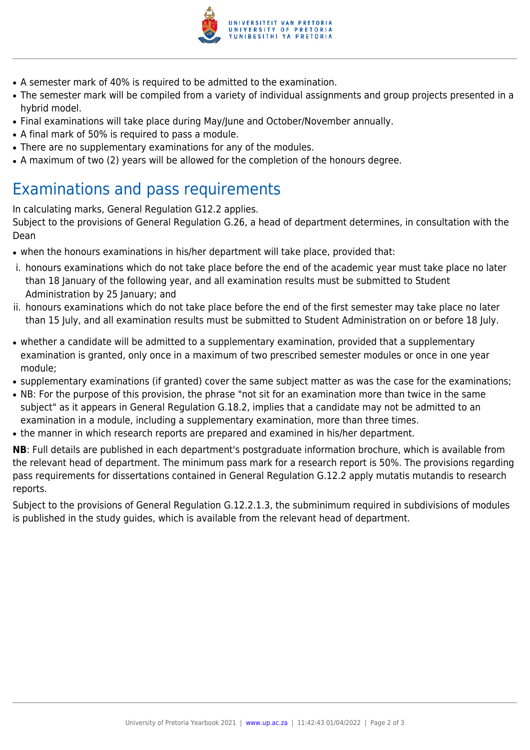- A semester mark of 40% is required to be admitted to the examination.
- The semester mark will be compiled from a variety of individual assignments and group projects presented in a hybrid model.
- Final examinations will take place during May/June and October/November annually.
- A final mark of 50% is required to pass a module.
- There are no supplementary examinations for any of the modules.
- A maximum of two (2) years will be allowed for the completion of the honours degree.

## Examinations and pass requirements

In calculating marks, General Regulation G12.2 applies.
Subject to the provisions of General Regulation G.26, a head of department determines, in consultation with the Dean

- when the honours examinations in his/her department will take place, provided that:

i. honours examinations which do not take place before the end of the academic year must take place no later than 18 January of the following year, and all examination results must be submitted to Student Administration by 25 January; and
ii. honours examinations which do not take place before the end of the first semester may take place no later than 15 July, and all examination results must be submitted to Student Administration on or before 18 July.

- whether a candidate will be admitted to a supplementary examination, provided that a supplementary examination is granted, only once in a maximum of two prescribed semester modules or once in one year module;
- supplementary examinations (if granted) cover the same subject matter as was the case for the examinations;
- NB: For the purpose of this provision, the phrase "not sit for an examination more than twice in the same subject" as it appears in General Regulation G.18.2, implies that a candidate may not be admitted to an examination in a module, including a supplementary examination, more than three times.
- the manner in which research reports are prepared and examined in his/her department.

**NB**: Full details are published in each department's postgraduate information brochure, which is available from the relevant head of department. The minimum pass mark for a research report is 50%. The provisions regarding pass requirements for dissertations contained in General Regulation G.12.2 apply mutatis mutandis to research reports.

Subject to the provisions of General Regulation G.12.2.1.3, the subminimum required in subdivisions of modules is published in the study guides, which is available from the relevant head of department.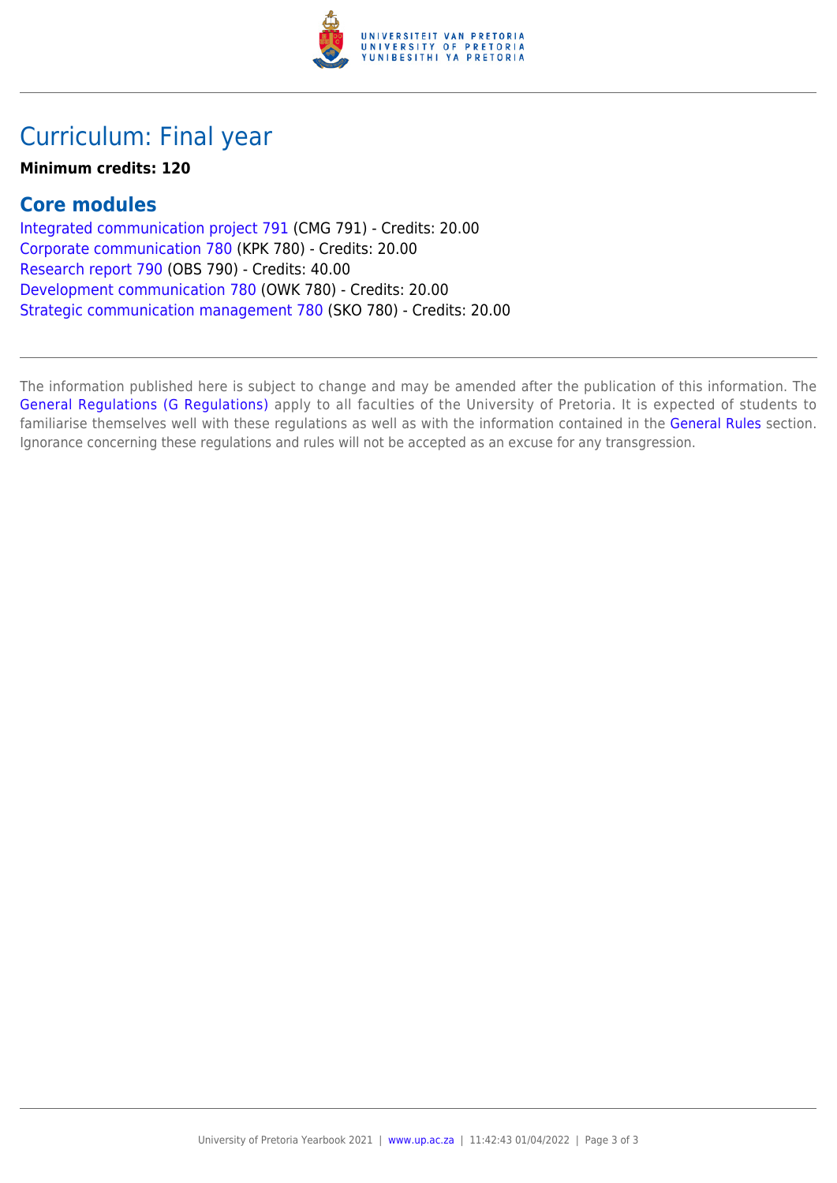# Curriculum: Final year

**Minimum credits: 120**

## Core modules

Integrated communication project 791 (CMG 791) - Credits: 20.00
Corporate communication 780 (KPK 780) - Credits: 20.00
Research report 790 (OBS 790) - Credits: 40.00
Development communication 780 (OWK 780) - Credits: 20.00
Strategic communication management 780 (SKO 780) - Credits: 20.00

The information published here is subject to change and may be amended after the publication of this information. The General Regulations (G Regulations) apply to all faculties of the University of Pretoria. It is expected of students to familiarise themselves well with these regulations as well as with the information contained in the General Rules section. Ignorance concerning these regulations and rules will not be accepted as an excuse for any transgression.